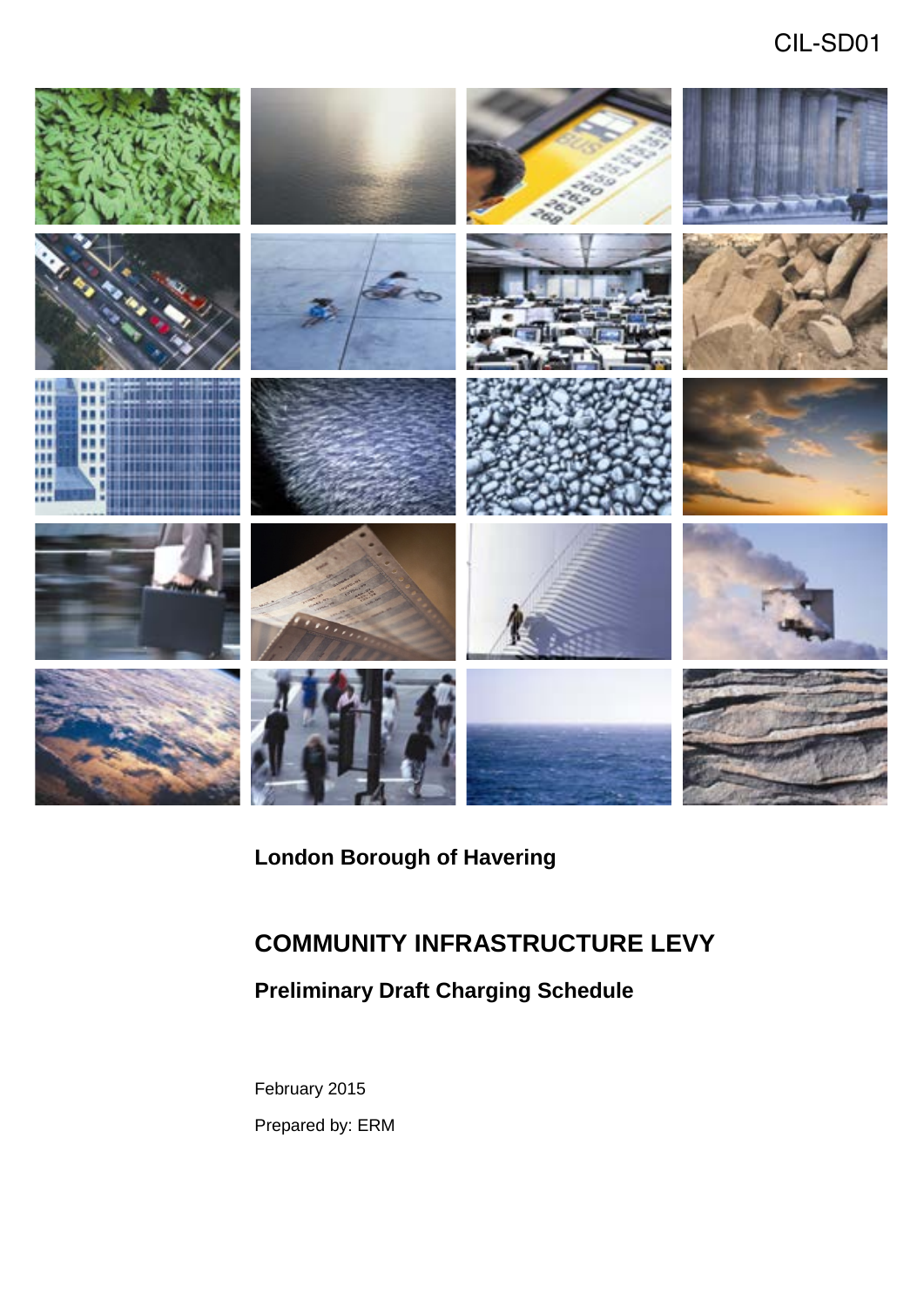CIL-SD01

**London Borough of Havering**

# COMMUNITY INFRASTRUCTURE LEVY

## Preliminary Draft Charging Schedule

February 2015

Prepared by: ERM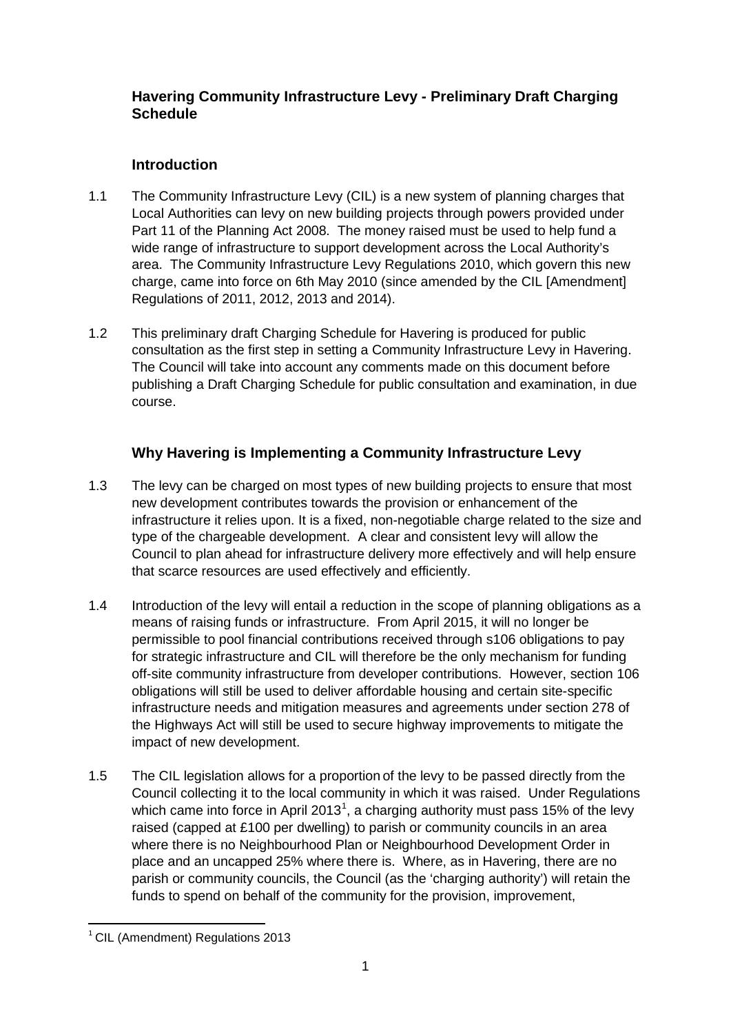# Havering Community Infrastructure Levy - Preliminary Draft Charging Schedule

## Introduction

1.1 The Community Infrastructure Levy (CIL) is a new system of planning charges that Local Authorities can levy on new building projects through powers provided under Part 11 of the Planning Act 2008. The money raised must be used to help fund a wide range of infrastructure to support development across the Local Authority's area. The Community Infrastructure Levy Regulations 2010, which govern this new charge, came into force on 6th May 2010 (since amended by the CIL [Amendment] Regulations of 2011, 2012, 2013 and 2014).

1.2 This preliminary draft Charging Schedule for Havering is produced for public consultation as the first step in setting a Community Infrastructure Levy in Havering. The Council will take into account any comments made on this document before publishing a Draft Charging Schedule for public consultation and examination, in due course.

## Why Havering is Implementing a Community Infrastructure Levy

1.3 The levy can be charged on most types of new building projects to ensure that most new development contributes towards the provision or enhancement of the infrastructure it relies upon. It is a fixed, non-negotiable charge related to the size and type of the chargeable development. A clear and consistent levy will allow the Council to plan ahead for infrastructure delivery more effectively and will help ensure that scarce resources are used effectively and efficiently.

1.4 Introduction of the levy will entail a reduction in the scope of planning obligations as a means of raising funds or infrastructure. From April 2015, it will no longer be permissible to pool financial contributions received through s106 obligations to pay for strategic infrastructure and CIL will therefore be the only mechanism for funding off-site community infrastructure from developer contributions. However, section 106 obligations will still be used to deliver affordable housing and certain site-specific infrastructure needs and mitigation measures and agreements under section 278 of the Highways Act will still be used to secure highway improvements to mitigate the impact of new development.

1.5 The CIL legislation allows for a proportion of the levy to be passed directly from the Council collecting it to the local community in which it was raised. Under Regulations which came into force in April 2013[1], a charging authority must pass 15% of the levy raised (capped at £100 per dwelling) to parish or community councils in an area where there is no Neighbourhood Plan or Neighbourhood Development Order in place and an uncapped 25% where there is. Where, as in Havering, there are no parish or community councils, the Council (as the 'charging authority') will retain the funds to spend on behalf of the community for the provision, improvement,

[1] CIL (Amendment) Regulations 2013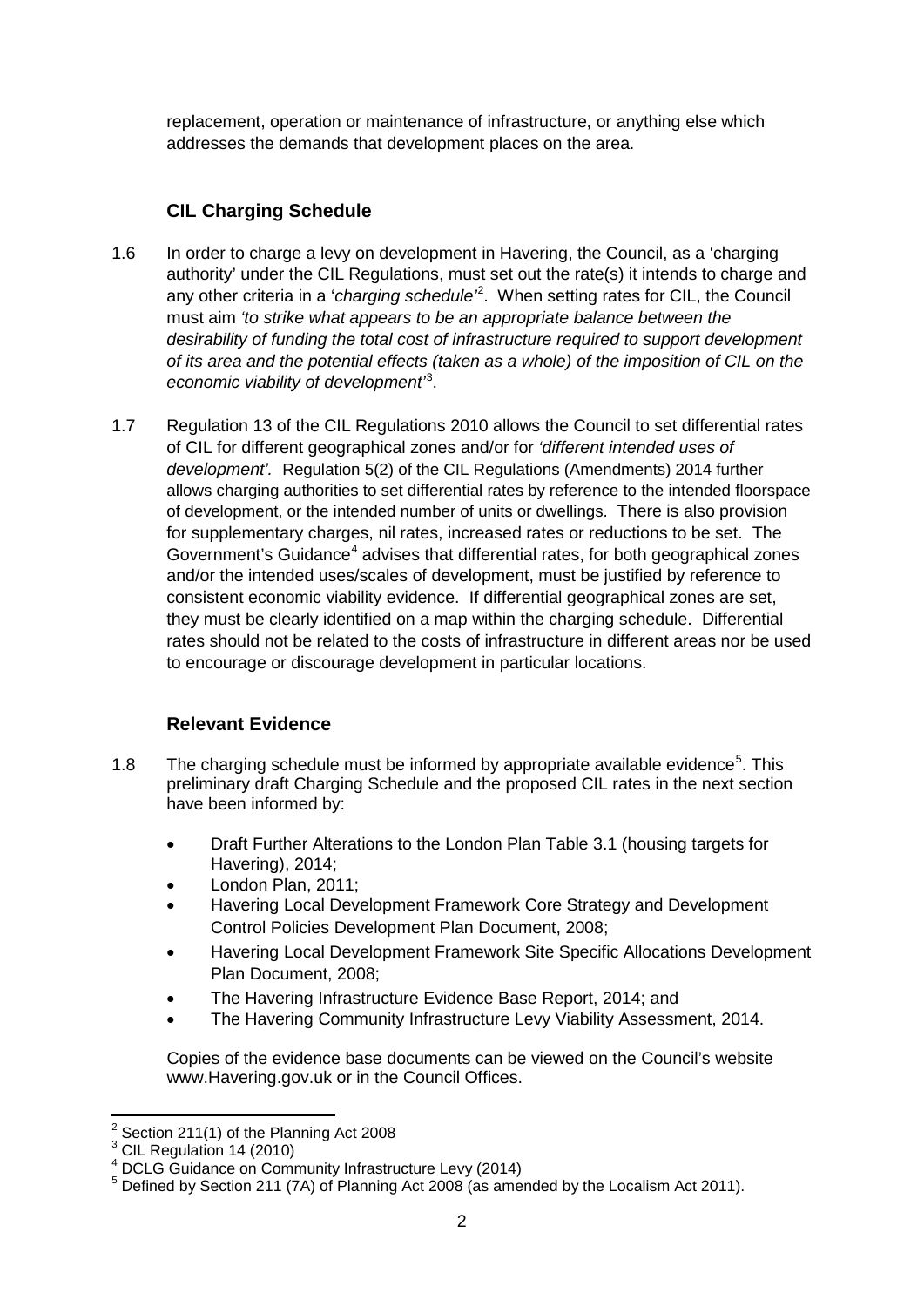replacement, operation or maintenance of infrastructure, or anything else which addresses the demands that development places on the area.

## CIL Charging Schedule

1.6 In order to charge a levy on development in Havering, the Council, as a 'charging authority' under the CIL Regulations, must set out the rate(s) it intends to charge and any other criteria in a '*charging schedule*'[2]. When setting rates for CIL, the Council must aim *'to strike what appears to be an appropriate balance between the desirability of funding the total cost of infrastructure required to support development of its area and the potential effects (taken as a whole) of the imposition of CIL on the economic viability of development'*[3].

1.7 Regulation 13 of the CIL Regulations 2010 allows the Council to set differential rates of CIL for different geographical zones and/or for *'different intended uses of development'.* Regulation 5(2) of the CIL Regulations (Amendments) 2014 further allows charging authorities to set differential rates by reference to the intended floorspace of development, or the intended number of units or dwellings. There is also provision for supplementary charges, nil rates, increased rates or reductions to be set. The Government's Guidance[4] advises that differential rates, for both geographical zones and/or the intended uses/scales of development, must be justified by reference to consistent economic viability evidence. If differential geographical zones are set, they must be clearly identified on a map within the charging schedule. Differential rates should not be related to the costs of infrastructure in different areas nor be used to encourage or discourage development in particular locations.

## Relevant Evidence

1.8 The charging schedule must be informed by appropriate available evidence[5]. This preliminary draft Charging Schedule and the proposed CIL rates in the next section have been informed by:

- Draft Further Alterations to the London Plan Table 3.1 (housing targets for Havering), 2014;
- London Plan, 2011;
- Havering Local Development Framework Core Strategy and Development Control Policies Development Plan Document, 2008;
- Havering Local Development Framework Site Specific Allocations Development Plan Document, 2008;
- The Havering Infrastructure Evidence Base Report, 2014; and
- The Havering Community Infrastructure Levy Viability Assessment, 2014.

Copies of the evidence base documents can be viewed on the Council's website www.Havering.gov.uk or in the Council Offices.

[2] Section 211(1) of the Planning Act 2008
[3] CIL Regulation 14 (2010)
[4] DCLG Guidance on Community Infrastructure Levy (2014)
[5] Defined by Section 211 (7A) of Planning Act 2008 (as amended by the Localism Act 2011).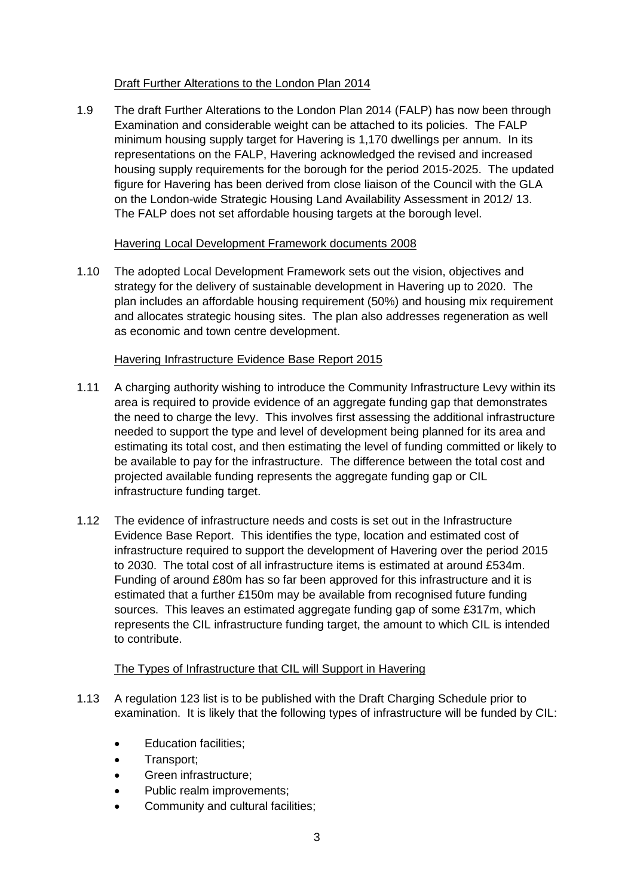Draft Further Alterations to the London Plan 2014

1.9 The draft Further Alterations to the London Plan 2014 (FALP) has now been through Examination and considerable weight can be attached to its policies. The FALP minimum housing supply target for Havering is 1,170 dwellings per annum. In its representations on the FALP, Havering acknowledged the revised and increased housing supply requirements for the borough for the period 2015-2025. The updated figure for Havering has been derived from close liaison of the Council with the GLA on the London-wide Strategic Housing Land Availability Assessment in 2012/ 13. The FALP does not set affordable housing targets at the borough level.

Havering Local Development Framework documents 2008

1.10 The adopted Local Development Framework sets out the vision, objectives and strategy for the delivery of sustainable development in Havering up to 2020. The plan includes an affordable housing requirement (50%) and housing mix requirement and allocates strategic housing sites. The plan also addresses regeneration as well as economic and town centre development.

Havering Infrastructure Evidence Base Report 2015

1.11 A charging authority wishing to introduce the Community Infrastructure Levy within its area is required to provide evidence of an aggregate funding gap that demonstrates the need to charge the levy. This involves first assessing the additional infrastructure needed to support the type and level of development being planned for its area and estimating its total cost, and then estimating the level of funding committed or likely to be available to pay for the infrastructure. The difference between the total cost and projected available funding represents the aggregate funding gap or CIL infrastructure funding target.

1.12 The evidence of infrastructure needs and costs is set out in the Infrastructure Evidence Base Report. This identifies the type, location and estimated cost of infrastructure required to support the development of Havering over the period 2015 to 2030. The total cost of all infrastructure items is estimated at around £534m. Funding of around £80m has so far been approved for this infrastructure and it is estimated that a further £150m may be available from recognised future funding sources. This leaves an estimated aggregate funding gap of some £317m, which represents the CIL infrastructure funding target, the amount to which CIL is intended to contribute.

The Types of Infrastructure that CIL will Support in Havering

1.13 A regulation 123 list is to be published with the Draft Charging Schedule prior to examination. It is likely that the following types of infrastructure will be funded by CIL:

- Education facilities;
- Transport;
- Green infrastructure;
- Public realm improvements;
- Community and cultural facilities;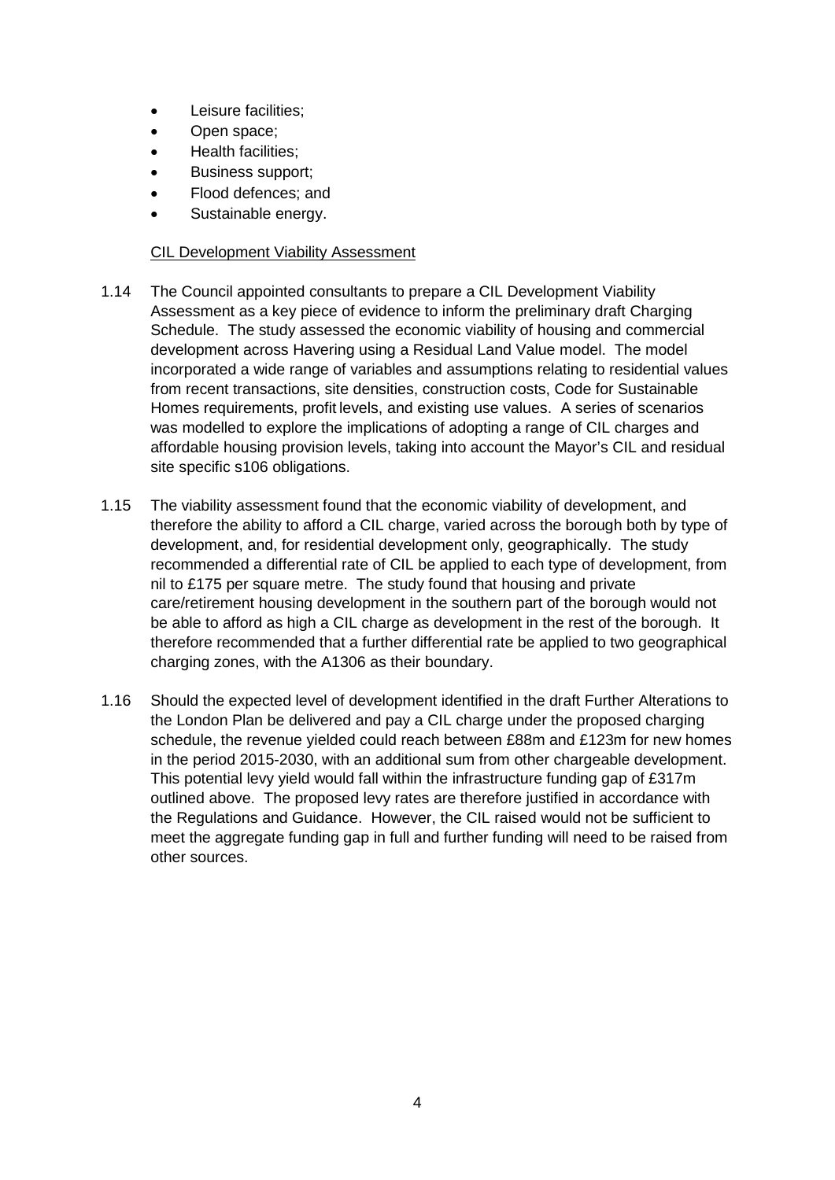- Leisure facilities;
- Open space;
- Health facilities;
- Business support;
- Flood defences; and
- Sustainable energy.

CIL Development Viability Assessment

1.14 The Council appointed consultants to prepare a CIL Development Viability Assessment as a key piece of evidence to inform the preliminary draft Charging Schedule. The study assessed the economic viability of housing and commercial development across Havering using a Residual Land Value model. The model incorporated a wide range of variables and assumptions relating to residential values from recent transactions, site densities, construction costs, Code for Sustainable Homes requirements, profit levels, and existing use values. A series of scenarios was modelled to explore the implications of adopting a range of CIL charges and affordable housing provision levels, taking into account the Mayor's CIL and residual site specific s106 obligations.

1.15 The viability assessment found that the economic viability of development, and therefore the ability to afford a CIL charge, varied across the borough both by type of development, and, for residential development only, geographically. The study recommended a differential rate of CIL be applied to each type of development, from nil to £175 per square metre. The study found that housing and private care/retirement housing development in the southern part of the borough would not be able to afford as high a CIL charge as development in the rest of the borough. It therefore recommended that a further differential rate be applied to two geographical charging zones, with the A1306 as their boundary.

1.16 Should the expected level of development identified in the draft Further Alterations to the London Plan be delivered and pay a CIL charge under the proposed charging schedule, the revenue yielded could reach between £88m and £123m for new homes in the period 2015-2030, with an additional sum from other chargeable development. This potential levy yield would fall within the infrastructure funding gap of £317m outlined above. The proposed levy rates are therefore justified in accordance with the Regulations and Guidance. However, the CIL raised would not be sufficient to meet the aggregate funding gap in full and further funding will need to be raised from other sources.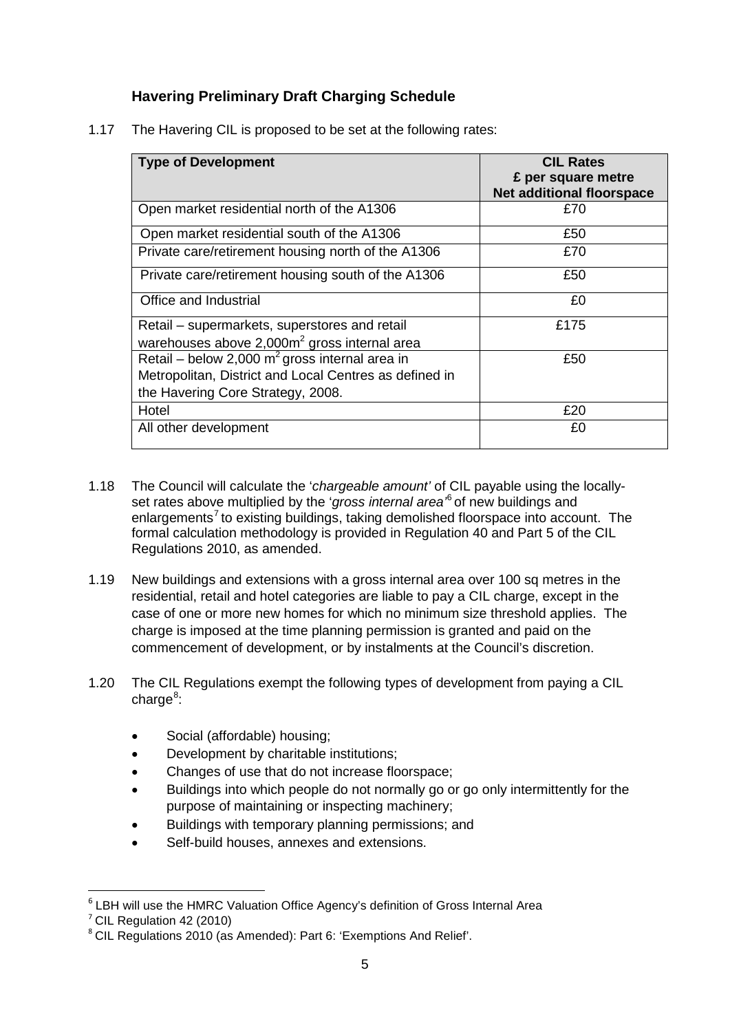## Havering Preliminary Draft Charging Schedule

1.17 The Havering CIL is proposed to be set at the following rates:

| Type of Development | CIL Rates £ per square metre Net additional floorspace |
|---|---|
| Open market residential north of the A1306 | £70 |
| Open market residential south of the A1306 | £50 |
| Private care/retirement housing north of the A1306 | £70 |
| Private care/retirement housing south of the A1306 | £50 |
| Office and Industrial | £0 |
| Retail – supermarkets, superstores and retail warehouses above 2,000m$^2$ gross internal area | £175 |
| Retail – below 2,000 m$^2$ gross internal area in Metropolitan, District and Local Centres as defined in the Havering Core Strategy, 2008. | £50 |
| Hotel | £20 |
| All other development | £0 |

1.18 The Council will calculate the '*chargeable amount'* of CIL payable using the locally-set rates above multiplied by the '*gross internal area'*[6] of new buildings and enlargements[7] to existing buildings, taking demolished floorspace into account. The formal calculation methodology is provided in Regulation 40 and Part 5 of the CIL Regulations 2010, as amended.

1.19 New buildings and extensions with a gross internal area over 100 sq metres in the residential, retail and hotel categories are liable to pay a CIL charge, except in the case of one or more new homes for which no minimum size threshold applies. The charge is imposed at the time planning permission is granted and paid on the commencement of development, or by instalments at the Council's discretion.

1.20 The CIL Regulations exempt the following types of development from paying a CIL charge[8]:

- Social (affordable) housing;
- Development by charitable institutions;
- Changes of use that do not increase floorspace;
- Buildings into which people do not normally go or go only intermittently for the purpose of maintaining or inspecting machinery;
- Buildings with temporary planning permissions; and
- Self-build houses, annexes and extensions.

---

[6] LBH will use the HMRC Valuation Office Agency's definition of Gross Internal Area

[7] CIL Regulation 42 (2010)

[8] CIL Regulations 2010 (as Amended): Part 6: 'Exemptions And Relief'.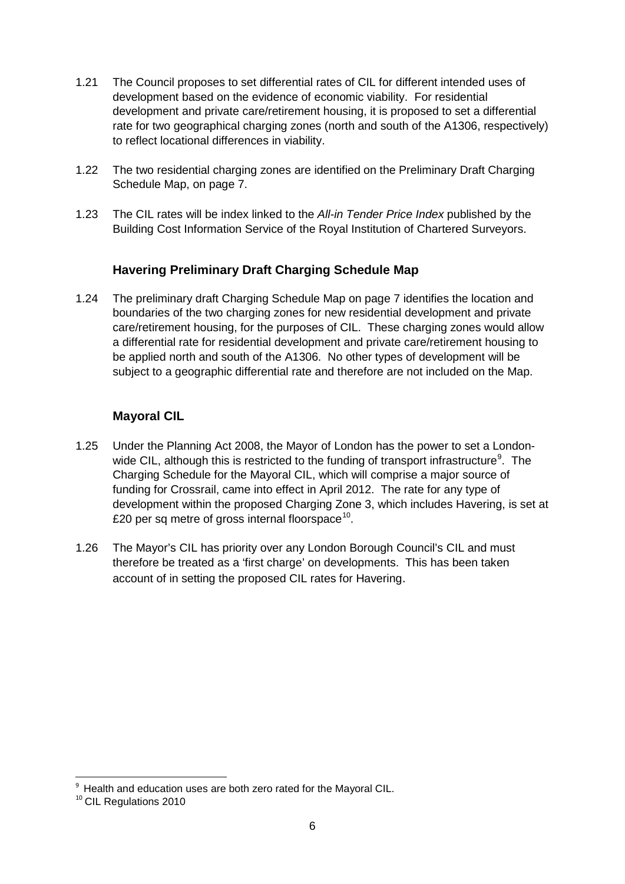1.21 The Council proposes to set differential rates of CIL for different intended uses of development based on the evidence of economic viability. For residential development and private care/retirement housing, it is proposed to set a differential rate for two geographical charging zones (north and south of the A1306, respectively) to reflect locational differences in viability.

1.22 The two residential charging zones are identified on the Preliminary Draft Charging Schedule Map, on page 7.

1.23 The CIL rates will be index linked to the *All-in Tender Price Index* published by the Building Cost Information Service of the Royal Institution of Chartered Surveyors.

## Havering Preliminary Draft Charging Schedule Map

1.24 The preliminary draft Charging Schedule Map on page 7 identifies the location and boundaries of the two charging zones for new residential development and private care/retirement housing, for the purposes of CIL. These charging zones would allow a differential rate for residential development and private care/retirement housing to be applied north and south of the A1306. No other types of development will be subject to a geographic differential rate and therefore are not included on the Map.

## Mayoral CIL

1.25 Under the Planning Act 2008, the Mayor of London has the power to set a London-wide CIL, although this is restricted to the funding of transport infrastructure[9]. The Charging Schedule for the Mayoral CIL, which will comprise a major source of funding for Crossrail, came into effect in April 2012. The rate for any type of development within the proposed Charging Zone 3, which includes Havering, is set at £20 per sq metre of gross internal floorspace[10].

1.26 The Mayor's CIL has priority over any London Borough Council's CIL and must therefore be treated as a 'first charge' on developments. This has been taken account of in setting the proposed CIL rates for Havering.

---

[9] Health and education uses are both zero rated for the Mayoral CIL.

[10] CIL Regulations 2010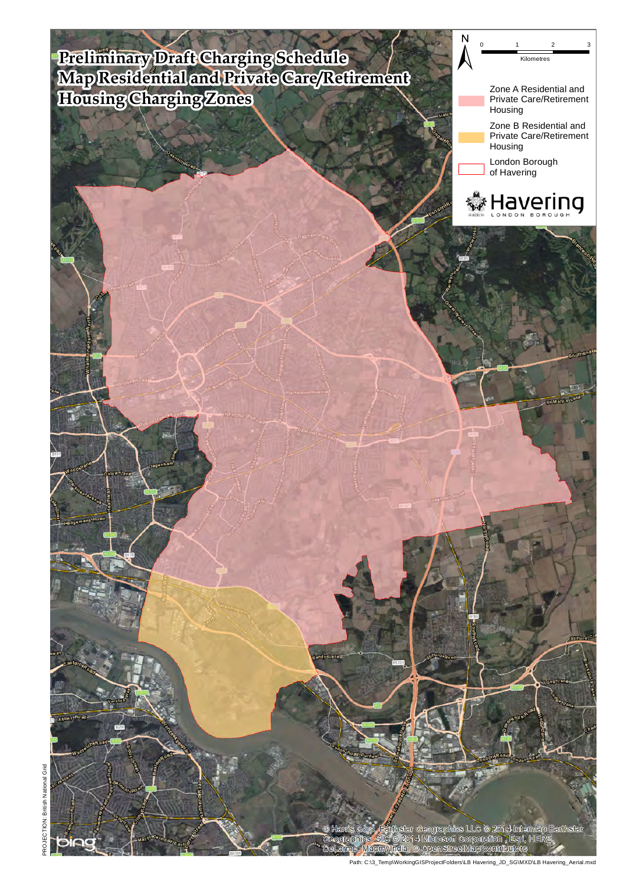# Preliminary Draft Charging Schedule Map Residential and Private Care/Retirement Housing Charging Zones

N

0 1 2 3

Kilometres

Zone A Residential and Private Care/Retirement Housing

Zone B Residential and Private Care/Retirement Housing

London Borough of Havering

Havering LONDON BOROUGH

© Harris Corp, Earthstar Geographics LLC © 2014 Intermap Earthstar Geographics SIO © 2014 Microsoft Corporation, Esri, HERE, DeLorme, MapmyIndia, © OpenStreetMap contributors

PROJECTION: British National Grid

Path: C:\3_Temp\WorkingGISProjectFolders\LB Havering_JD_SG\MXD\LB Havering_Aerial.mxd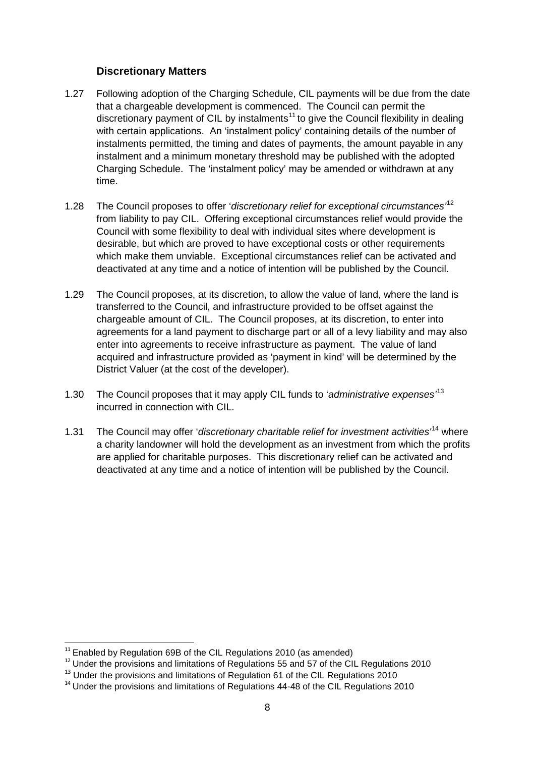### Discretionary Matters

1.27 Following adoption of the Charging Schedule, CIL payments will be due from the date that a chargeable development is commenced. The Council can permit the discretionary payment of CIL by instalments[11] to give the Council flexibility in dealing with certain applications. An 'instalment policy' containing details of the number of instalments permitted, the timing and dates of payments, the amount payable in any instalment and a minimum monetary threshold may be published with the adopted Charging Schedule. The 'instalment policy' may be amended or withdrawn at any time.

1.28 The Council proposes to offer '*discretionary relief for exceptional circumstances*'[12] from liability to pay CIL. Offering exceptional circumstances relief would provide the Council with some flexibility to deal with individual sites where development is desirable, but which are proved to have exceptional costs or other requirements which make them unviable. Exceptional circumstances relief can be activated and deactivated at any time and a notice of intention will be published by the Council.

1.29 The Council proposes, at its discretion, to allow the value of land, where the land is transferred to the Council, and infrastructure provided to be offset against the chargeable amount of CIL. The Council proposes, at its discretion, to enter into agreements for a land payment to discharge part or all of a levy liability and may also enter into agreements to receive infrastructure as payment. The value of land acquired and infrastructure provided as 'payment in kind' will be determined by the District Valuer (at the cost of the developer).

1.30 The Council proposes that it may apply CIL funds to '*administrative expenses*'[13] incurred in connection with CIL.

1.31 The Council may offer '*discretionary charitable relief for investment activities*'[14] where a charity landowner will hold the development as an investment from which the profits are applied for charitable purposes. This discretionary relief can be activated and deactivated at any time and a notice of intention will be published by the Council.

---

[11] Enabled by Regulation 69B of the CIL Regulations 2010 (as amended)

[12] Under the provisions and limitations of Regulations 55 and 57 of the CIL Regulations 2010

[13] Under the provisions and limitations of Regulation 61 of the CIL Regulations 2010

[14] Under the provisions and limitations of Regulations 44-48 of the CIL Regulations 2010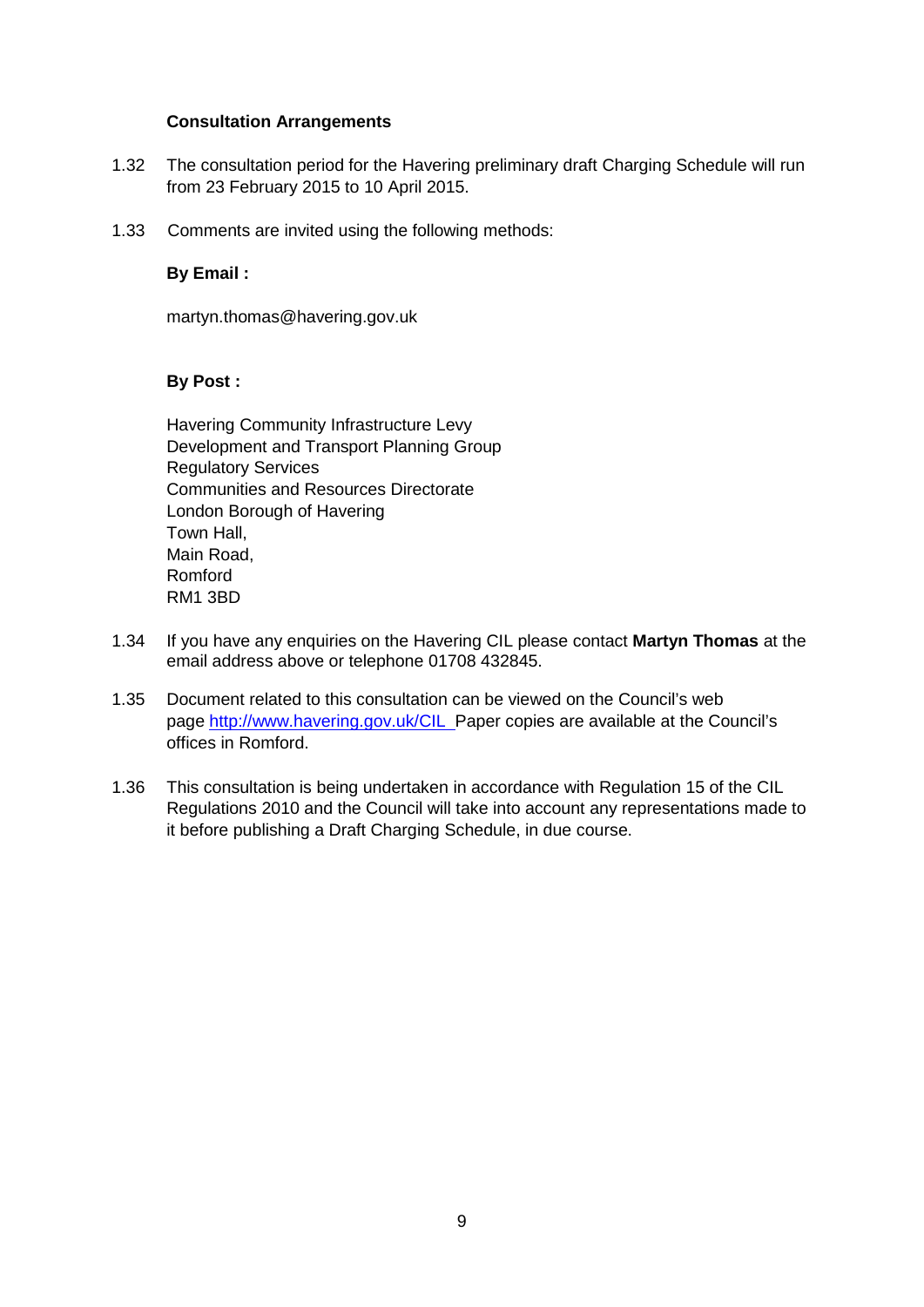### Consultation Arrangements

1.32 The consultation period for the Havering preliminary draft Charging Schedule will run from 23 February 2015 to 10 April 2015.

1.33 Comments are invited using the following methods:

**By Email :**

martyn.thomas@havering.gov.uk

**By Post :**

Havering Community Infrastructure Levy  
Development and Transport Planning Group  
Regulatory Services  
Communities and Resources Directorate  
London Borough of Havering  
Town Hall,  
Main Road,  
Romford  
RM1 3BD

1.34 If you have any enquiries on the Havering CIL please contact **Martyn Thomas** at the email address above or telephone 01708 432845.

1.35 Document related to this consultation can be viewed on the Council's web page [http://www.havering.gov.uk/CIL](http://www.havering.gov.uk/CIL) Paper copies are available at the Council's offices in Romford.

1.36 This consultation is being undertaken in accordance with Regulation 15 of the CIL Regulations 2010 and the Council will take into account any representations made to it before publishing a Draft Charging Schedule, in due course.